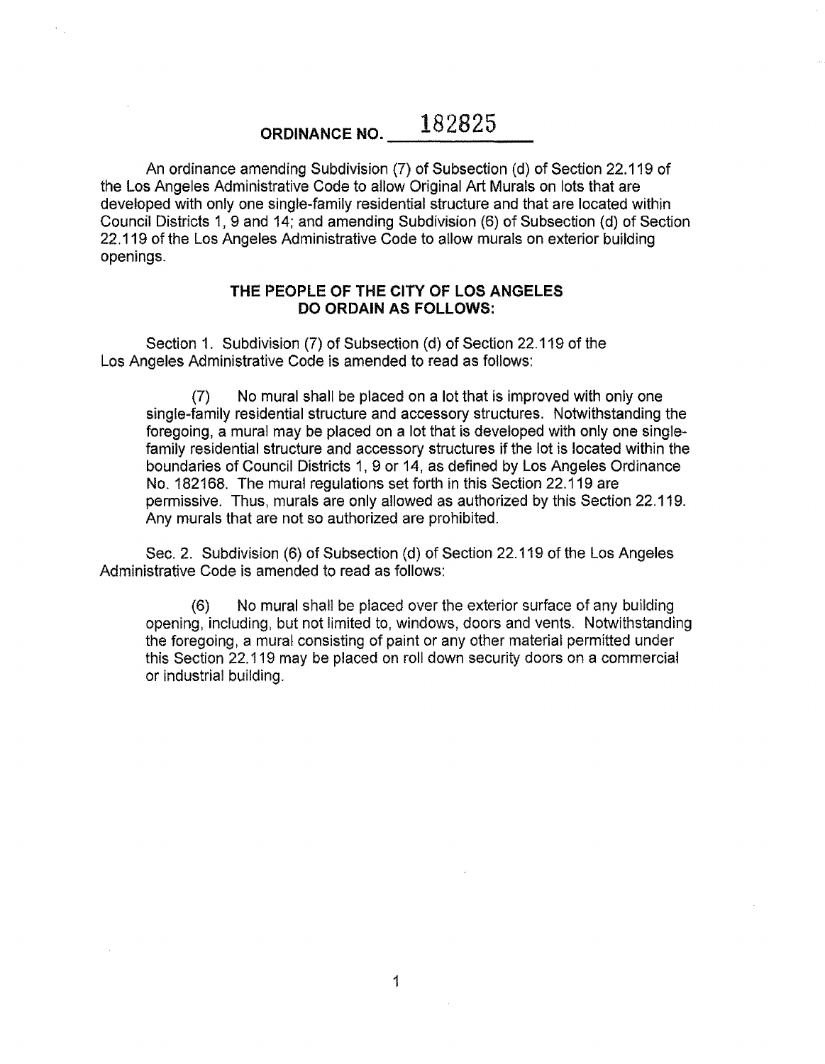# ORDINANCE NO. 182825

An ordinance amending Subdivision (7) of Subsection (d) of Section 22.119 of the Los Angeles Administrative Code to allow Original Art Murals on lots that are developed with only one single-family residential structure and that are located within Council Districts 1, 9 and 14; and amending Subdivision (6) of Subsection (d) of Section 22.119 of the Los Angeles Administrative Code to allow murals on exterior building openings.

## THE PEOPLE OF THE CITY OF LOS ANGELES DO ORDAIN AS FOLLOWS:

Section 1. Subdivision (7) of Subsection (d) of Section 22.119 of the Los Angeles Administrative Code is amended to read as follows:

> (7) No mural shall be placed on a lot that is improved with only one single-family residential structure and accessory structures. Notwithstanding the foregoing, a mural may be placed on a lot that is developed with only one single-family residential structure and accessory structures if the lot is located within the boundaries of Council Districts 1, 9 or 14, as defined by Los Angeles Ordinance No. 182168. The mural regulations set forth in this Section 22.119 are permissive. Thus, murals are only allowed as authorized by this Section 22.119. Any murals that are not so authorized are prohibited.

Sec. 2. Subdivision (6) of Subsection (d) of Section 22.119 of the Los Angeles Administrative Code is amended to read as follows:

> (6) No mural shall be placed over the exterior surface of any building opening, including, but not limited to, windows, doors and vents. Notwithstanding the foregoing, a mural consisting of paint or any other material permitted under this Section 22.119 may be placed on roll down security doors on a commercial or industrial building.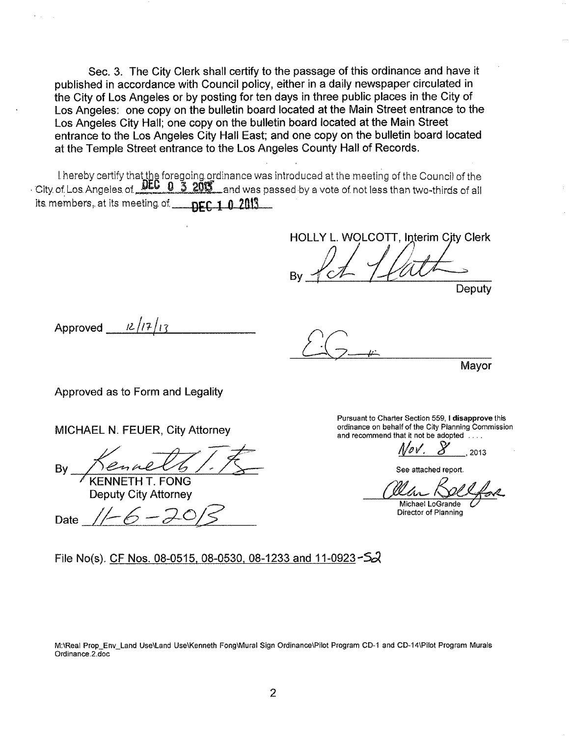Sec. 3. The City Clerk shall certify to the passage of this ordinance and have it published in accordance with Council policy, either in a daily newspaper circulated in the City of Los Angeles or by posting for ten days in three public places in the City of Los Angeles: one copy on the bulletin board located at the Main Street entrance to the Los Angeles City Hall; one copy on the bulletin board located at the Main Street entrance to the Los Angeles City Hall East; and one copy on the bulletin board located at the Temple Street entrance to the Los Angeles County Hall of Records.

I hereby certify that the foregoing ordinance was introduced at the meeting of the Council of the City of Los Angeles of DEC 03 2013 and was passed by a vote of not less than two-thirds of all its members, at its meeting of DEC 10 2013

HOLLY L. WOLCOTT, Interim City Clerk

By ______________________ Deputy

Approved 12/17/13

______________________ Mayor

Approved as to Form and Legality

MICHAEL N. FEUER, City Attorney

By ______________________
KENNETH T. FONG
Deputy City Attorney

Date 11-6-2013

Pursuant to Charter Section 559, **I disapprove** this ordinance on behalf of the City Planning Commission and recommend that it not be adopted ....

Nov. 8, 2013

See attached report.

______________________
Michael LoGrande
Director of Planning

File No(s). CF Nos. 08-0515, 08-0530, 08-1233 and 11-0923-S2

M:\Real Prop_Env_Land Use\Land Use\Kenneth Fong\Mural Sign Ordinance\Pilot Program CD-1 and CD-14\Pilot Program Murals Ordinance.2.doc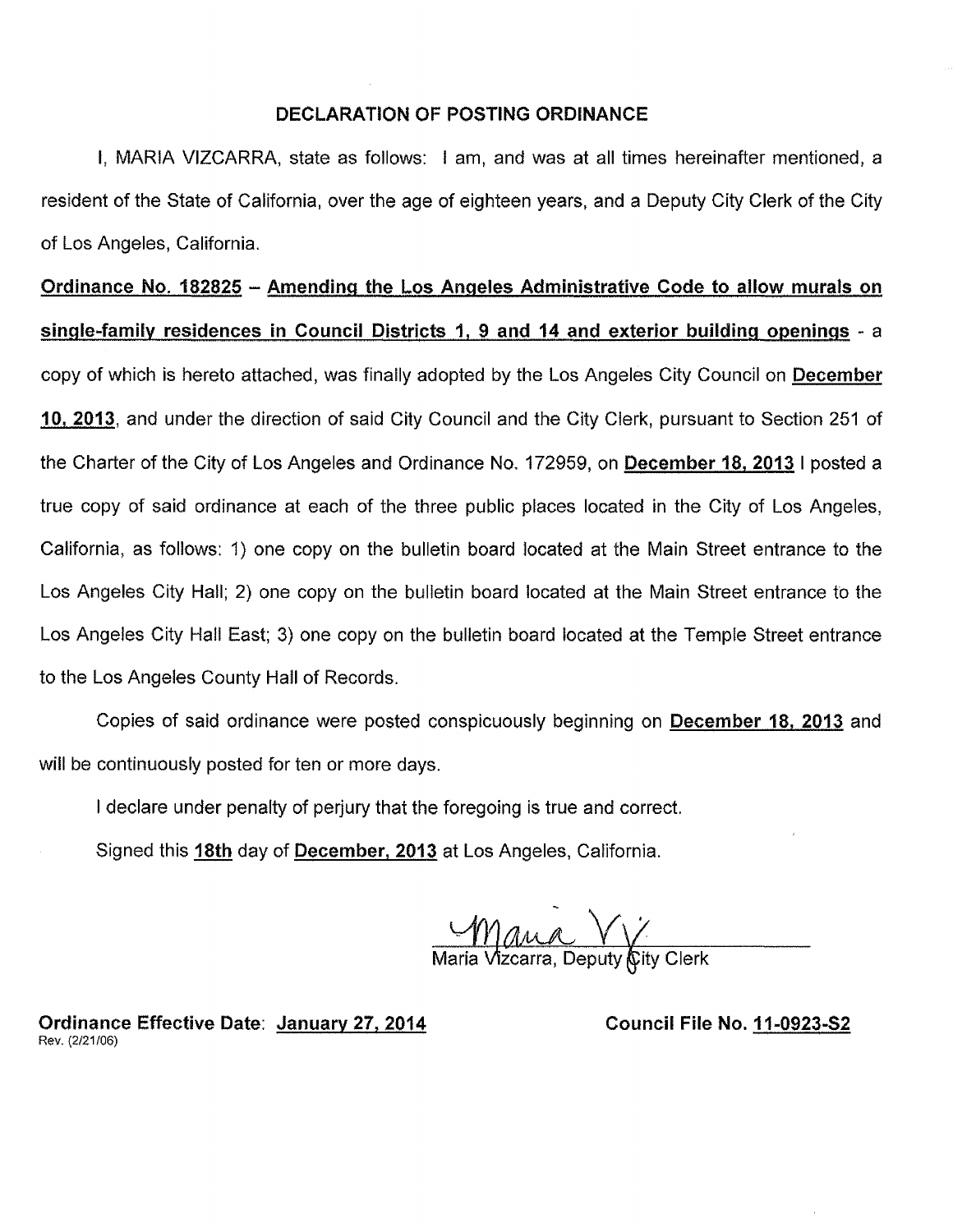## DECLARATION OF POSTING ORDINANCE

I, MARIA VIZCARRA, state as follows: I am, and was at all times hereinafter mentioned, a resident of the State of California, over the age of eighteen years, and a Deputy City Clerk of the City of Los Angeles, California.

**Ordinance No. 182825 – Amending the Los Angeles Administrative Code to allow murals on single-family residences in Council Districts 1, 9 and 14 and exterior building openings** - a copy of which is hereto attached, was finally adopted by the Los Angeles City Council on **December 10, 2013**, and under the direction of said City Council and the City Clerk, pursuant to Section 251 of the Charter of the City of Los Angeles and Ordinance No. 172959, on **December 18, 2013** I posted a true copy of said ordinance at each of the three public places located in the City of Los Angeles, California, as follows: 1) one copy on the bulletin board located at the Main Street entrance to the Los Angeles City Hall; 2) one copy on the bulletin board located at the Main Street entrance to the Los Angeles City Hall East; 3) one copy on the bulletin board located at the Temple Street entrance to the Los Angeles County Hall of Records.

Copies of said ordinance were posted conspicuously beginning on **December 18, 2013** and will be continuously posted for ten or more days.

I declare under penalty of perjury that the foregoing is true and correct.

Signed this **18th** day of **December, 2013** at Los Angeles, California.

Maria Vizcarra, Deputy City Clerk

**Ordinance Effective Date: January 27, 2014**

Rev. (2/21/06)

**Council File No. 11-0923-S2**